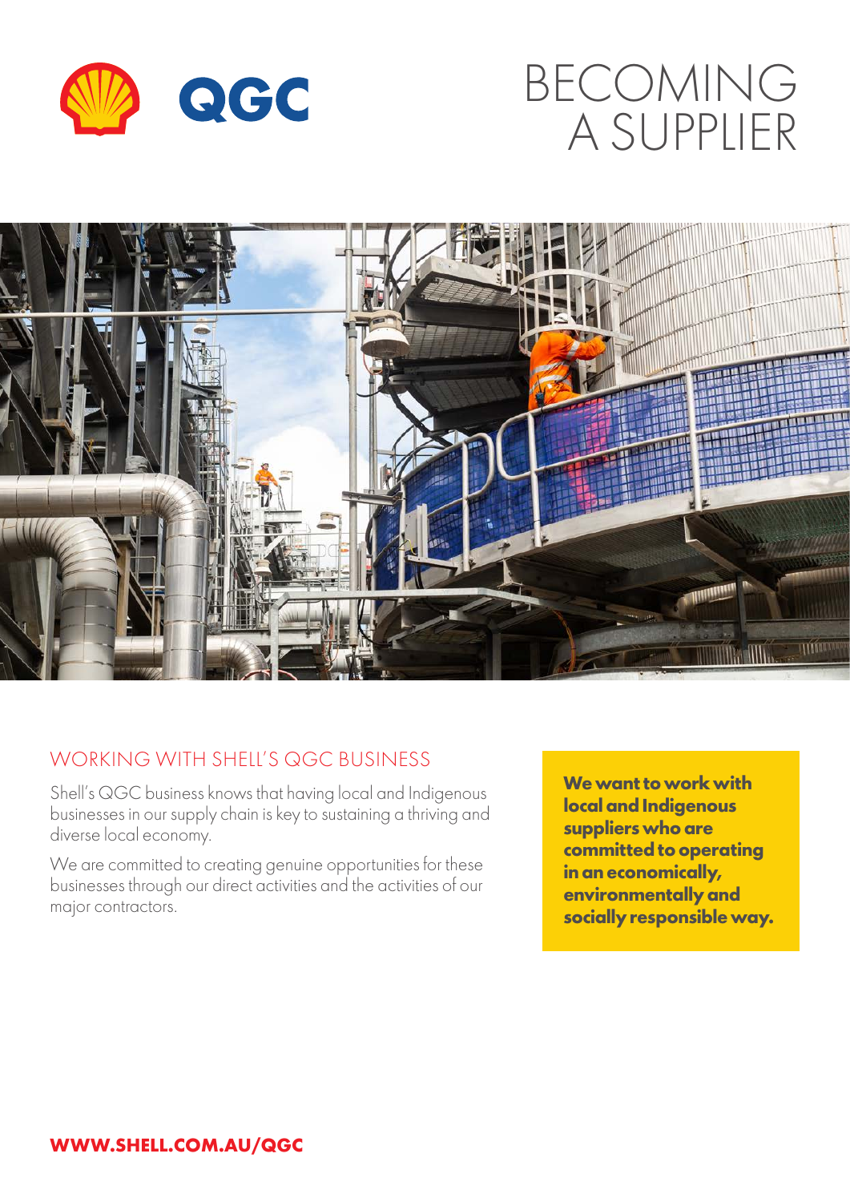QGC

# BECOMING A SUPPLIER

## WORKING WITH SHELL'S QGC BUSINESS

Shell's QGC business knows that having local and Indigenous businesses in our supply chain is key to sustaining a thriving and diverse local economy.

We are committed to creating genuine opportunities for these businesses through our direct activities and the activities of our major contractors.

**We want to work with local and Indigenous suppliers who are committed to operating in an economically, environmentally and socially responsible way.**

**WWW.SHELL.COM.AU/QGC**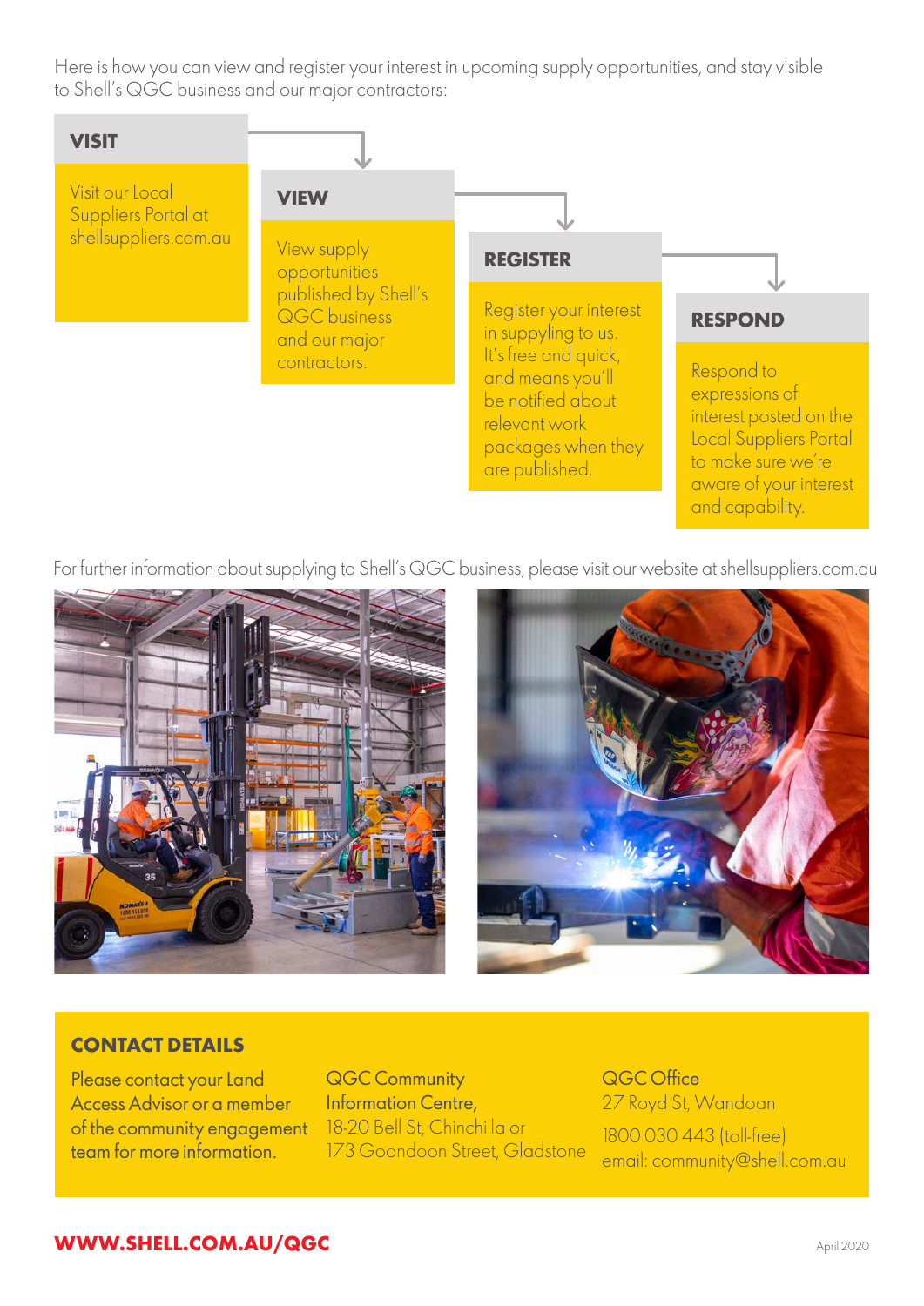Here is how you can view and register your interest in upcoming supply opportunities, and stay visible to Shell's QGC business and our major contractors:

### VISIT

Visit our Local Suppliers Portal at shellsuppliers.com.au

### VIEW

View supply opportunities published by Shell's QGC business and our major contractors.

### REGISTER

Register your interest in supplying to us. It's free and quick, and means you'll be notified about relevant work packages when they are published.

### RESPOND

Respond to expressions of interest posted on the Local Suppliers Portal to make sure we're aware of your interest and capability.

For further information about supplying to Shell's QGC business, please visit our website at shellsuppliers.com.au

## CONTACT DETAILS

Please contact your Land Access Advisor or a member of the community engagement team for more information.

QGC Community Information Centre,
18-20 Bell St, Chinchilla or
173 Goondoon Street, Gladstone

QGC Office
27 Royd St, Wandoan
1800 030 443 (toll-free)
email: community@shell.com.au

**WWW.SHELL.COM.AU/QGC**

April 2020